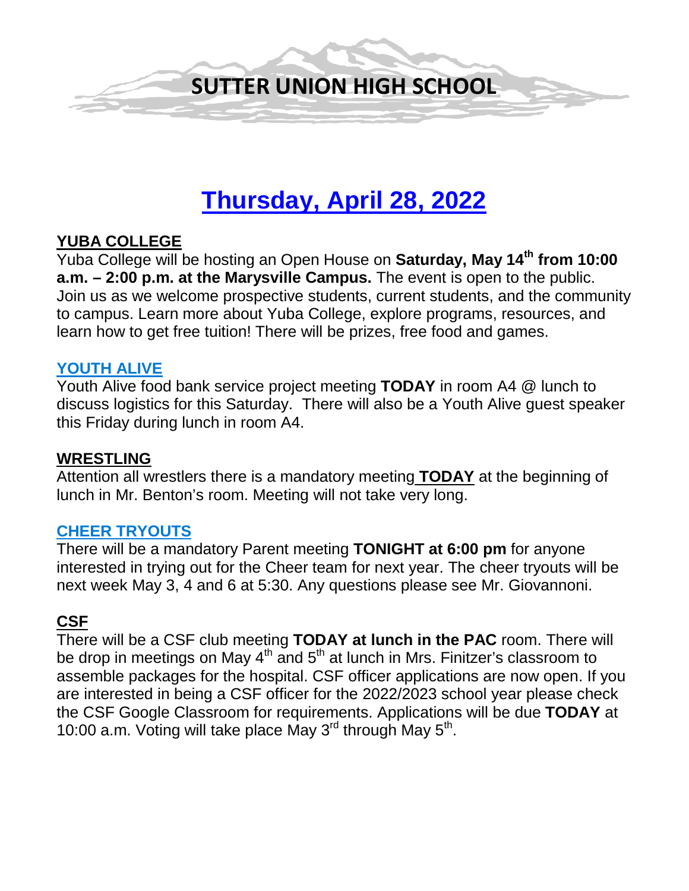# SUTTER UNION HIGH SCHOOL

## Thursday, April 28, 2022

**YUBA COLLEGE**

Yuba College will be hosting an Open House on **Saturday, May 14th from 10:00 a.m. – 2:00 p.m. at the Marysville Campus.** The event is open to the public. Join us as we welcome prospective students, current students, and the community to campus. Learn more about Yuba College, explore programs, resources, and learn how to get free tuition! There will be prizes, free food and games.

**YOUTH ALIVE**

Youth Alive food bank service project meeting **TODAY** in room A4 @ lunch to discuss logistics for this Saturday. There will also be a Youth Alive guest speaker this Friday during lunch in room A4.

**WRESTLING**

Attention all wrestlers there is a mandatory meeting **TODAY** at the beginning of lunch in Mr. Benton's room. Meeting will not take very long.

**CHEER TRYOUTS**

There will be a mandatory Parent meeting **TONIGHT at 6:00 pm** for anyone interested in trying out for the Cheer team for next year. The cheer tryouts will be next week May 3, 4 and 6 at 5:30. Any questions please see Mr. Giovannoni.

**CSF**

There will be a CSF club meeting **TODAY at lunch in the PAC** room. There will be drop in meetings on May 4th and 5th at lunch in Mrs. Finitzer's classroom to assemble packages for the hospital. CSF officer applications are now open. If you are interested in being a CSF officer for the 2022/2023 school year please check the CSF Google Classroom for requirements. Applications will be due **TODAY** at 10:00 a.m. Voting will take place May 3rd through May 5th.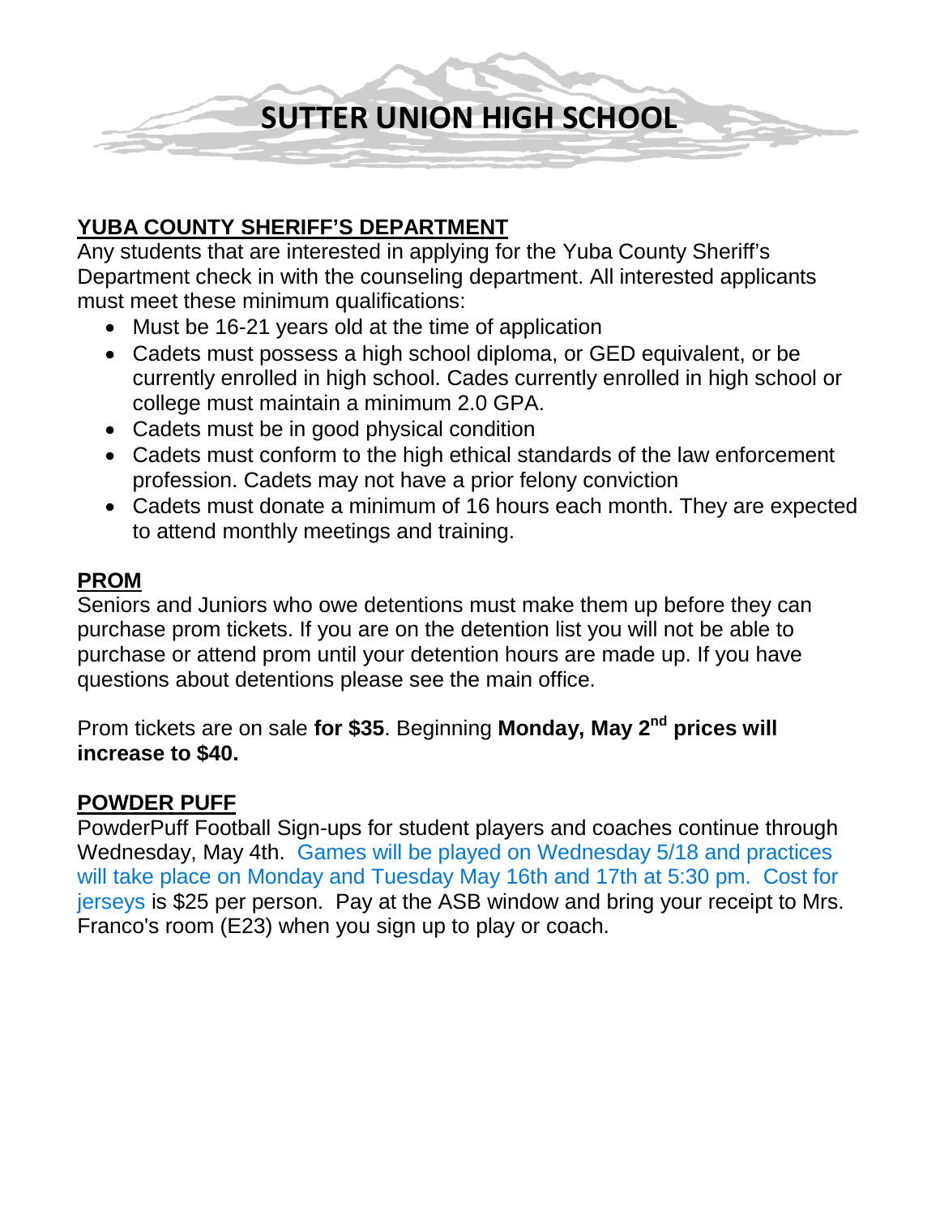# SUTTER UNION HIGH SCHOOL

## YUBA COUNTY SHERIFF'S DEPARTMENT

Any students that are interested in applying for the Yuba County Sheriff's Department check in with the counseling department. All interested applicants must meet these minimum qualifications:

- Must be 16-21 years old at the time of application
- Cadets must possess a high school diploma, or GED equivalent, or be currently enrolled in high school. Cades currently enrolled in high school or college must maintain a minimum 2.0 GPA.
- Cadets must be in good physical condition
- Cadets must conform to the high ethical standards of the law enforcement profession. Cadets may not have a prior felony conviction
- Cadets must donate a minimum of 16 hours each month. They are expected to attend monthly meetings and training.

## PROM

Seniors and Juniors who owe detentions must make them up before they can purchase prom tickets. If you are on the detention list you will not be able to purchase or attend prom until your detention hours are made up. If you have questions about detentions please see the main office.

Prom tickets are on sale **for $35**. Beginning **Monday, May 2nd prices will increase to $40.**

## POWDER PUFF

PowderPuff Football Sign-ups for student players and coaches continue through Wednesday, May 4th. Games will be played on Wednesday 5/18 and practices will take place on Monday and Tuesday May 16th and 17th at 5:30 pm. Cost for jerseys is $25 per person. Pay at the ASB window and bring your receipt to Mrs. Franco's room (E23) when you sign up to play or coach.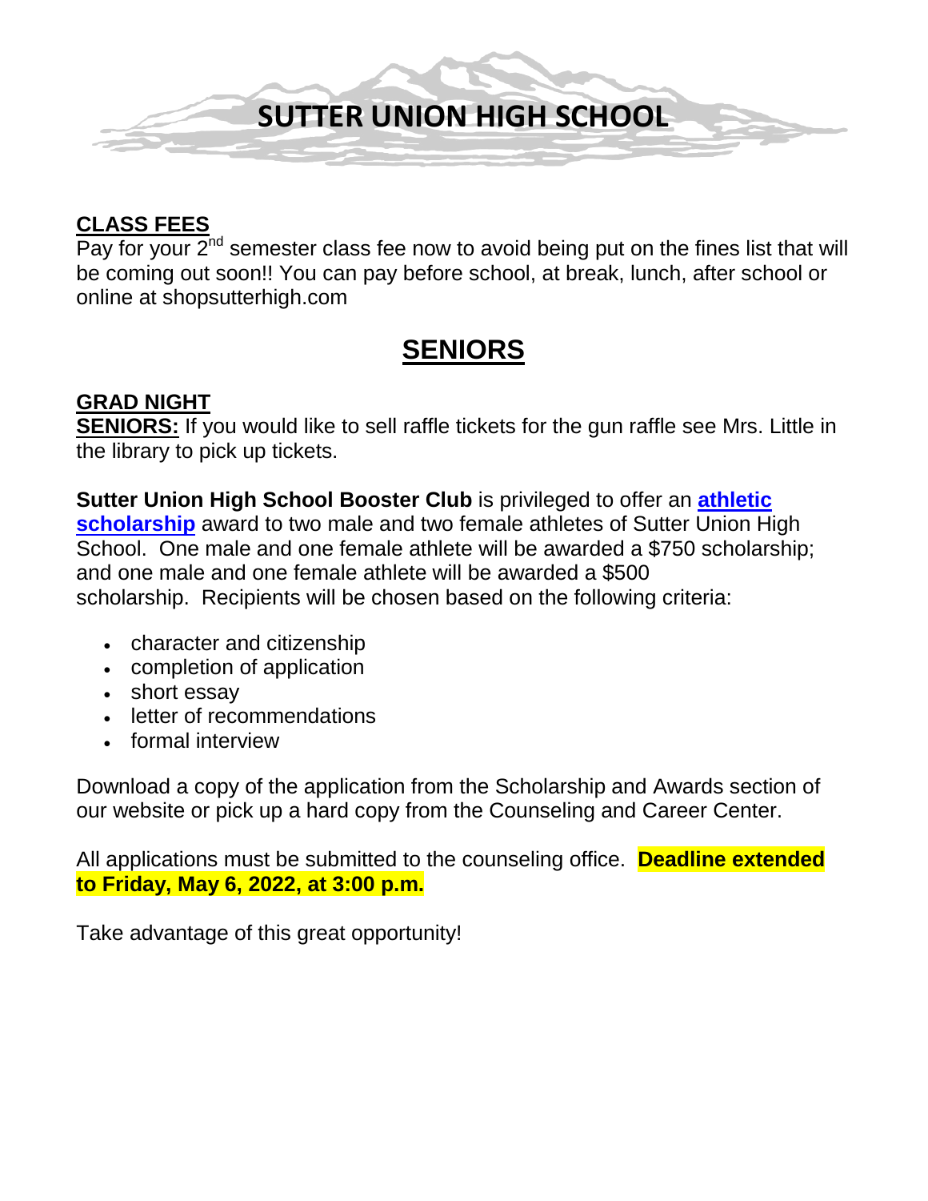# SUTTER UNION HIGH SCHOOL

**CLASS FEES**

Pay for your 2nd semester class fee now to avoid being put on the fines list that will be coming out soon!! You can pay before school, at break, lunch, after school or online at shopsutterhigh.com

## SENIORS

**GRAD NIGHT**

**SENIORS:** If you would like to sell raffle tickets for the gun raffle see Mrs. Little in the library to pick up tickets.

**Sutter Union High School Booster Club** is privileged to offer an **athletic scholarship** award to two male and two female athletes of Sutter Union High School. One male and one female athlete will be awarded a $750 scholarship; and one male and one female athlete will be awarded a $500 scholarship. Recipients will be chosen based on the following criteria:

- character and citizenship
- completion of application
- short essay
- letter of recommendations
- formal interview

Download a copy of the application from the Scholarship and Awards section of our website or pick up a hard copy from the Counseling and Career Center.

All applications must be submitted to the counseling office. **Deadline extended to Friday, May 6, 2022, at 3:00 p.m.**

Take advantage of this great opportunity!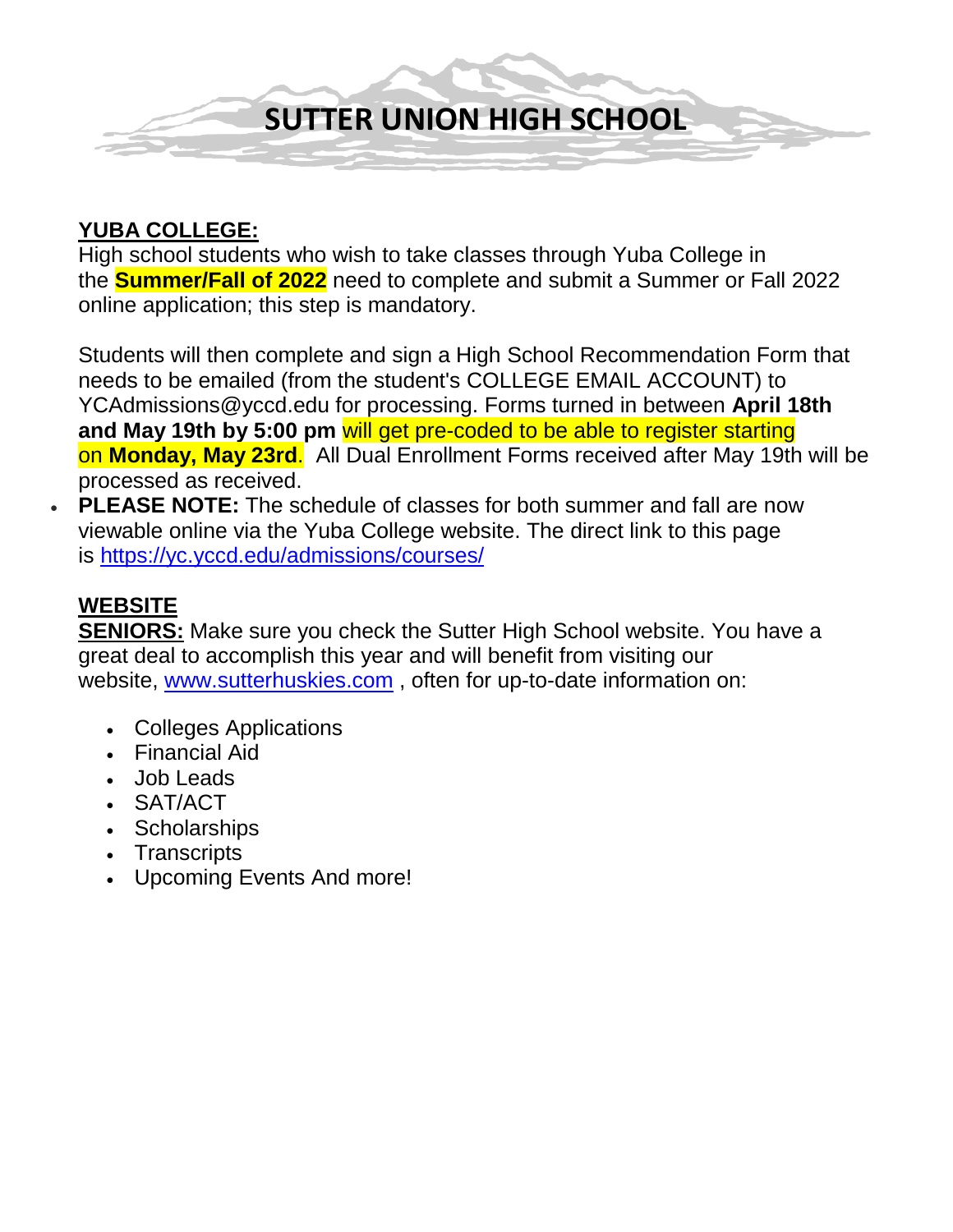# SUTTER UNION HIGH SCHOOL

**YUBA COLLEGE:**

High school students who wish to take classes through Yuba College in the **Summer/Fall of 2022** need to complete and submit a Summer or Fall 2022 online application; this step is mandatory.

Students will then complete and sign a High School Recommendation Form that needs to be emailed (from the student's COLLEGE EMAIL ACCOUNT) to YCAdmissions@yccd.edu for processing. Forms turned in between **April 18th and May 19th by 5:00 pm** will get pre-coded to be able to register starting on **Monday, May 23rd**. All Dual Enrollment Forms received after May 19th will be processed as received.

- **PLEASE NOTE:** The schedule of classes for both summer and fall are now viewable online via the Yuba College website. The direct link to this page is [https://yc.yccd.edu/admissions/courses/](https://yc.yccd.edu/admissions/courses/)

**WEBSITE**

**SENIORS:** Make sure you check the Sutter High School website. You have a great deal to accomplish this year and will benefit from visiting our website, [www.sutterhuskies.com](http://www.sutterhuskies.com) , often for up-to-date information on:

- Colleges Applications
- Financial Aid
- Job Leads
- SAT/ACT
- Scholarships
- Transcripts
- Upcoming Events And more!